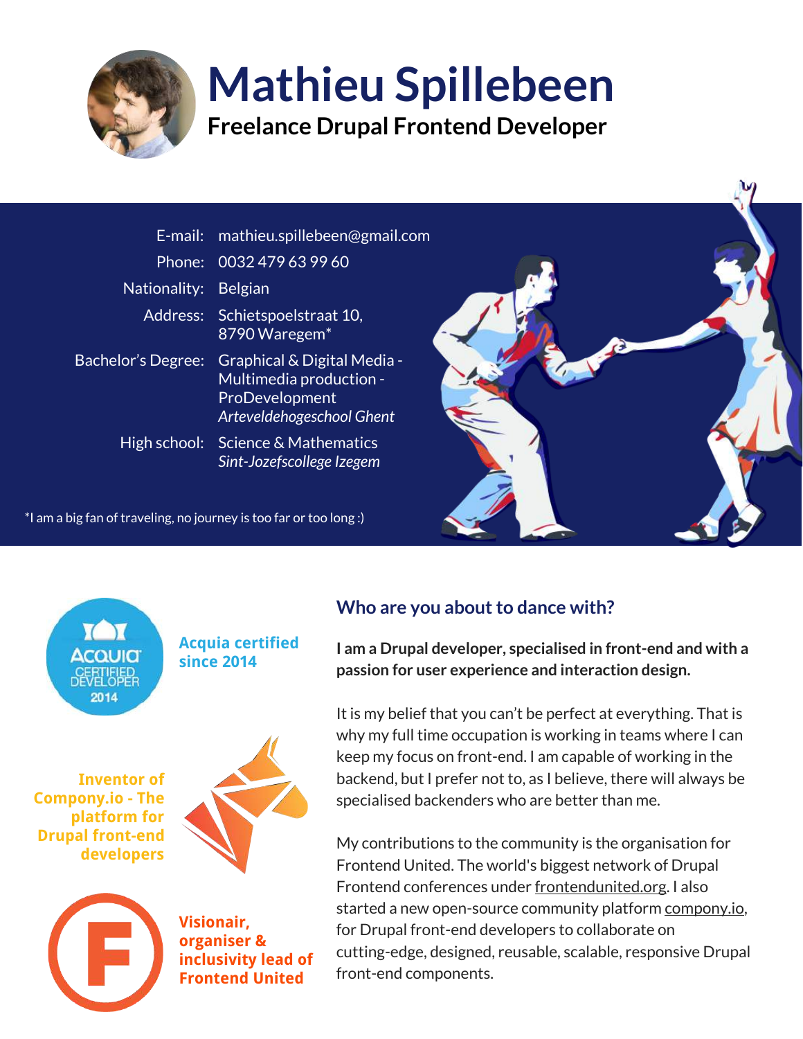# Mathieu Spillebeen

**Freelance Drupal Frontend Developer**

| | |
|---|---|
| E-mail: | mathieu.spillebeen@gmail.com |
| Phone: | 0032 479 63 99 60 |
| Nationality: | Belgian |
| Address: | Schietspoelstraat 10, 8790 Waregem* |
| Bachelor's Degree: | Graphical & Digital Media - Multimedia production - ProDevelopment *Arteveldehogeschool Ghent* |
| High school: | Science & Mathematics *Sint-Jozefscollege Izegem* |

*I am a big fan of traveling, no journey is too far or too long :)

**Acquia certified since 2014**

**Inventor of Compony.io - The platform for Drupal front-end developers**

**Visionair, organiser & inclusivity lead of Frontend United**

## Who are you about to dance with?

**I am a Drupal developer, specialised in front-end and with a passion for user experience and interaction design.**

It is my belief that you can't be perfect at everything. That is why my full time occupation is working in teams where I can keep my focus on front-end. I am capable of working in the backend, but I prefer not to, as I believe, there will always be specialised backenders who are better than me.

My contributions to the community is the organisation for Frontend United. The world's biggest network of Drupal Frontend conferences under frontendunited.org. I also started a new open-source community platform compony.io, for Drupal front-end developers to collaborate on cutting-edge, designed, reusable, scalable, responsive Drupal front-end components.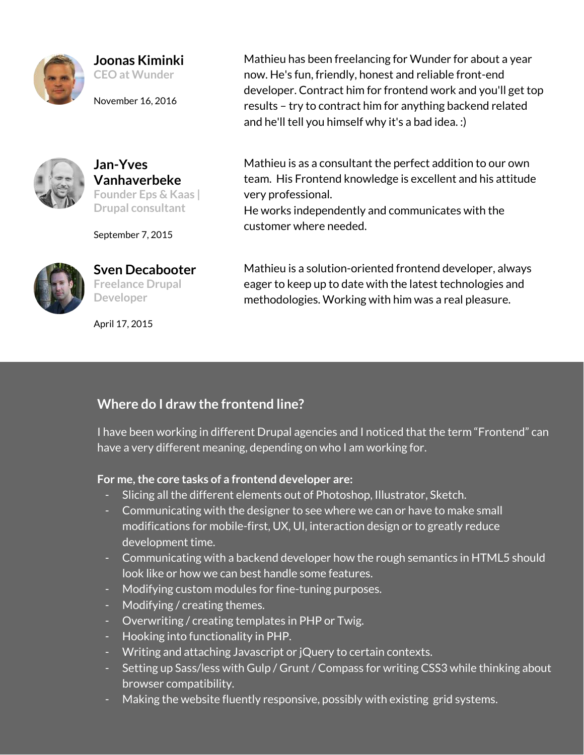**Joonas Kiminki**
CEO at Wunder

November 16, 2016

Mathieu has been freelancing for Wunder for about a year now. He's fun, friendly, honest and reliable front-end developer. Contract him for frontend work and you'll get top results – try to contract him for anything backend related and he'll tell you himself why it's a bad idea. :)

**Jan-Yves Vanhaverbeke**
Founder Eps & Kaas | Drupal consultant

September 7, 2015

Mathieu is as a consultant the perfect addition to our own team. His Frontend knowledge is excellent and his attitude very professional.
He works independently and communicates with the customer where needed.

**Sven Decabooter**
Freelance Drupal Developer

April 17, 2015

Mathieu is a solution-oriented frontend developer, always eager to keep up to date with the latest technologies and methodologies. Working with him was a real pleasure.

## Where do I draw the frontend line?

I have been working in different Drupal agencies and I noticed that the term "Frontend" can have a very different meaning, depending on who I am working for.

**For me, the core tasks of a frontend developer are:**

- Slicing all the different elements out of Photoshop, Illustrator, Sketch.
- Communicating with the designer to see where we can or have to make small modifications for mobile-first, UX, UI, interaction design or to greatly reduce development time.
- Communicating with a backend developer how the rough semantics in HTML5 should look like or how we can best handle some features.
- Modifying custom modules for fine-tuning purposes.
- Modifying / creating themes.
- Overwriting / creating templates in PHP or Twig.
- Hooking into functionality in PHP.
- Writing and attaching Javascript or jQuery to certain contexts.
- Setting up Sass/less with Gulp / Grunt / Compass for writing CSS3 while thinking about browser compatibility.
- Making the website fluently responsive, possibly with existing grid systems.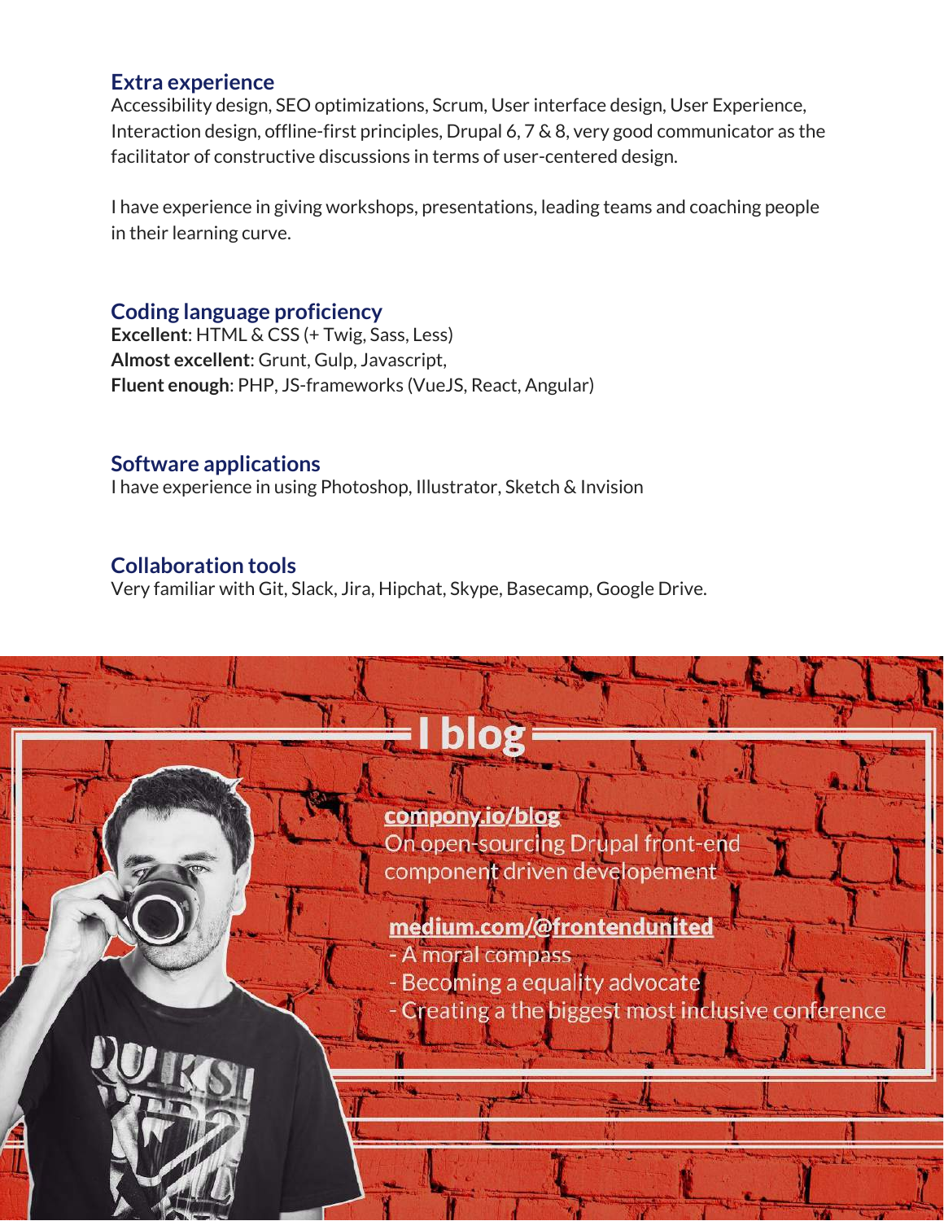## Extra experience

Accessibility design, SEO optimizations, Scrum, User interface design, User Experience, Interaction design, offline-first principles, Drupal 6, 7 & 8, very good communicator as the facilitator of constructive discussions in terms of user-centered design.

I have experience in giving workshops, presentations, leading teams and coaching people in their learning curve.

## Coding language proficiency

**Excellent**: HTML & CSS (+ Twig, Sass, Less)
**Almost excellent**: Grunt, Gulp, Javascript,
**Fluent enough**: PHP, JS-frameworks (VueJS, React, Angular)

## Software applications

I have experience in using Photoshop, Illustrator, Sketch & Invision

## Collaboration tools

Very familiar with Git, Slack, Jira, Hipchat, Skype, Basecamp, Google Drive.

## I blog

**compony.io/blog**
On open-sourcing Drupal front-end component driven developement

**medium.com/@frontendunited**
- A moral compass
- Becoming a equality advocate
- Creating a the biggest most inclusive conference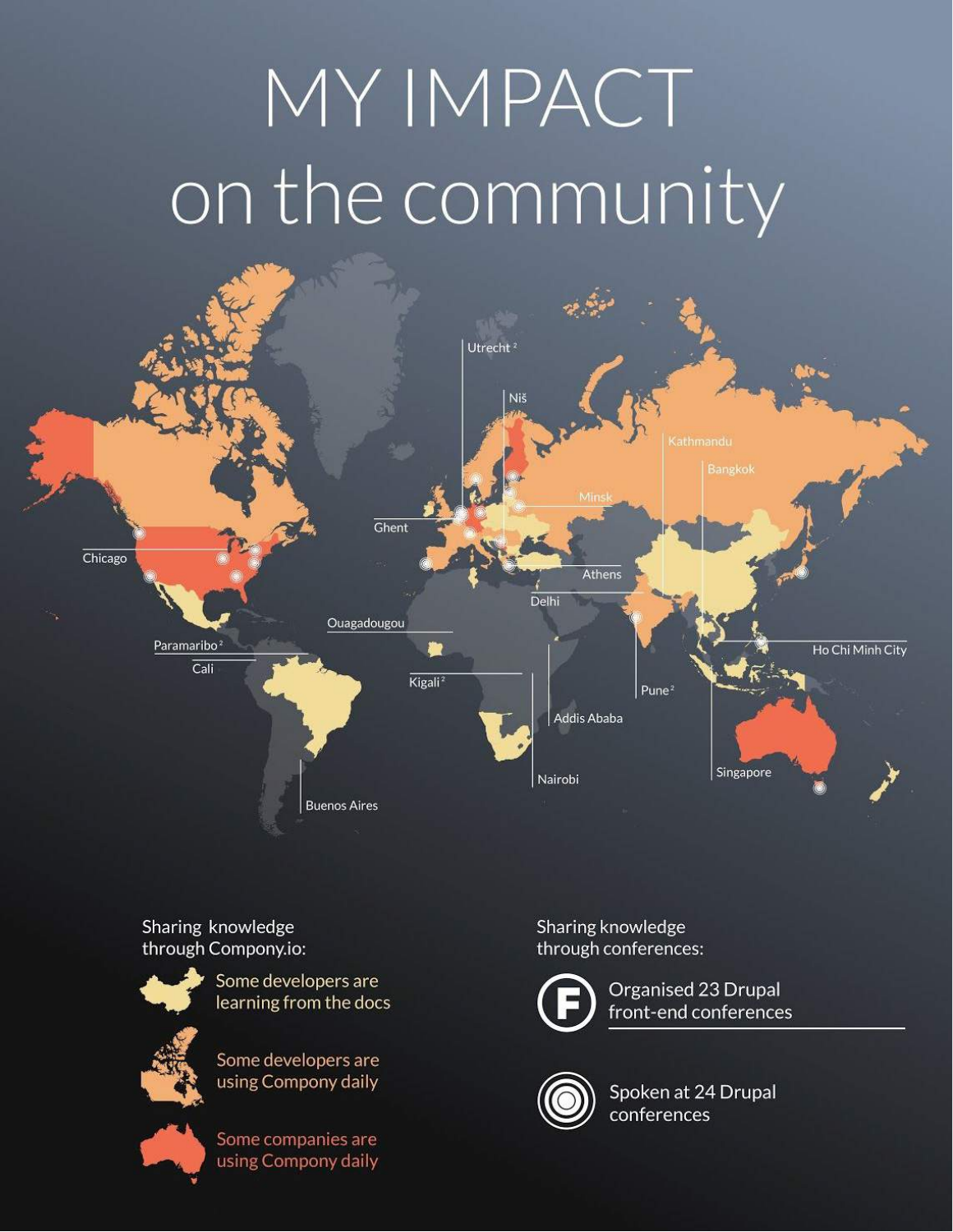# MY IMPACT on the community

Utrecht [2]

Niš

Kathmandu

Bangkok

Minsk

Ghent

Chicago

Athens

Delhi

Ouagadougou

Paramaribo [2]

Cali

Ho Chi Minh City

Kigali [2]

Pune [2]

Addis Ababa

Nairobi

Singapore

Buenos Aires

Sharing knowledge through Compony.io:

- Some developers are learning from the docs
- Some developers are using Compony daily
- Some companies are using Compony daily

Sharing knowledge through conferences:

- Organised 23 Drupal front-end conferences
- Spoken at 24 Drupal conferences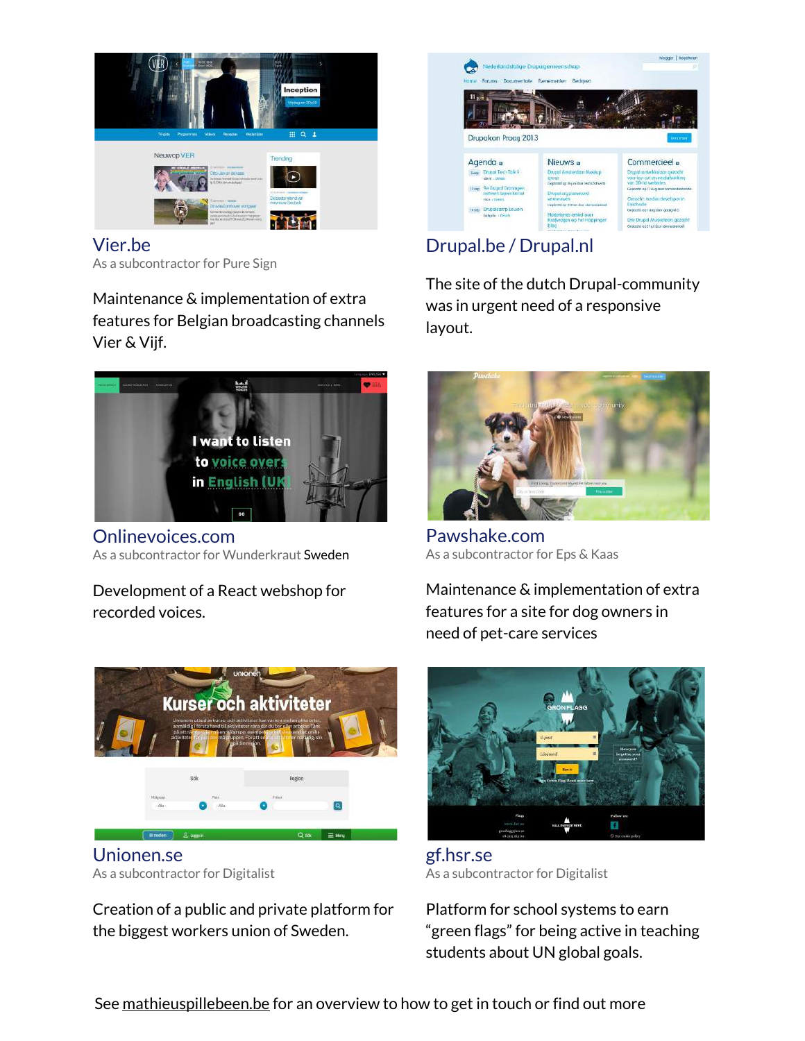## Vier.be

As a subcontractor for Pure Sign

Maintenance & implementation of extra features for Belgian broadcasting channels Vier & Vijf.

## Drupal.be / Drupal.nl

The site of the dutch Drupal-community was in urgent need of a responsive layout.

## Onlinevoices.com

As a subcontractor for Wunderkraut Sweden

Development of a React webshop for recorded voices.

## Pawshake.com

As a subcontractor for Eps & Kaas

Maintenance & implementation of extra features for a site for dog owners in need of pet-care services

## Unionen.se

As a subcontractor for Digitalist

Creation of a public and private platform for the biggest workers union of Sweden.

## gf.hsr.se

As a subcontractor for Digitalist

Platform for school systems to earn “green flags” for being active in teaching students about UN global goals.

See mathieuspillebeen.be for an overview to how to get in touch or find out more